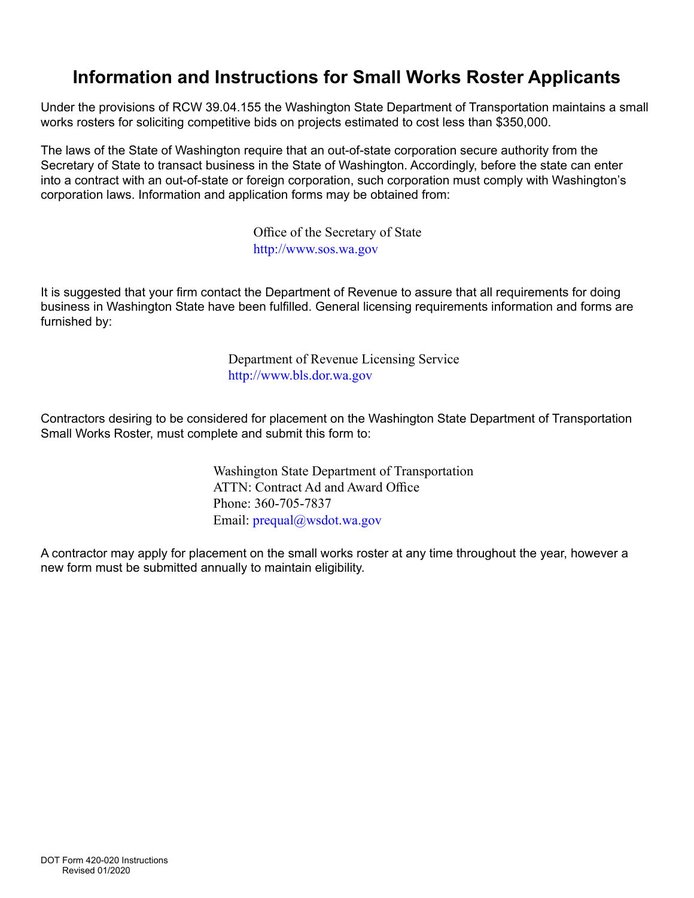# Information and Instructions for Small Works Roster Applicants

Under the provisions of RCW 39.04.155 the Washington State Department of Transportation maintains a small works rosters for soliciting competitive bids on projects estimated to cost less than $350,000.

The laws of the State of Washington require that an out-of-state corporation secure authority from the Secretary of State to transact business in the State of Washington. Accordingly, before the state can enter into a contract with an out-of-state or foreign corporation, such corporation must comply with Washington's corporation laws. Information and application forms may be obtained from:

Office of the Secretary of State
http://www.sos.wa.gov

It is suggested that your firm contact the Department of Revenue to assure that all requirements for doing business in Washington State have been fulfilled. General licensing requirements information and forms are furnished by:

Department of Revenue Licensing Service
http://www.bls.dor.wa.gov

Contractors desiring to be considered for placement on the Washington State Department of Transportation Small Works Roster, must complete and submit this form to:

Washington State Department of Transportation
ATTN: Contract Ad and Award Office
Phone: 360-705-7837
Email: prequal@wsdot.wa.gov

A contractor may apply for placement on the small works roster at any time throughout the year, however a new form must be submitted annually to maintain eligibility.

DOT Form 420-020 Instructions
Revised 01/2020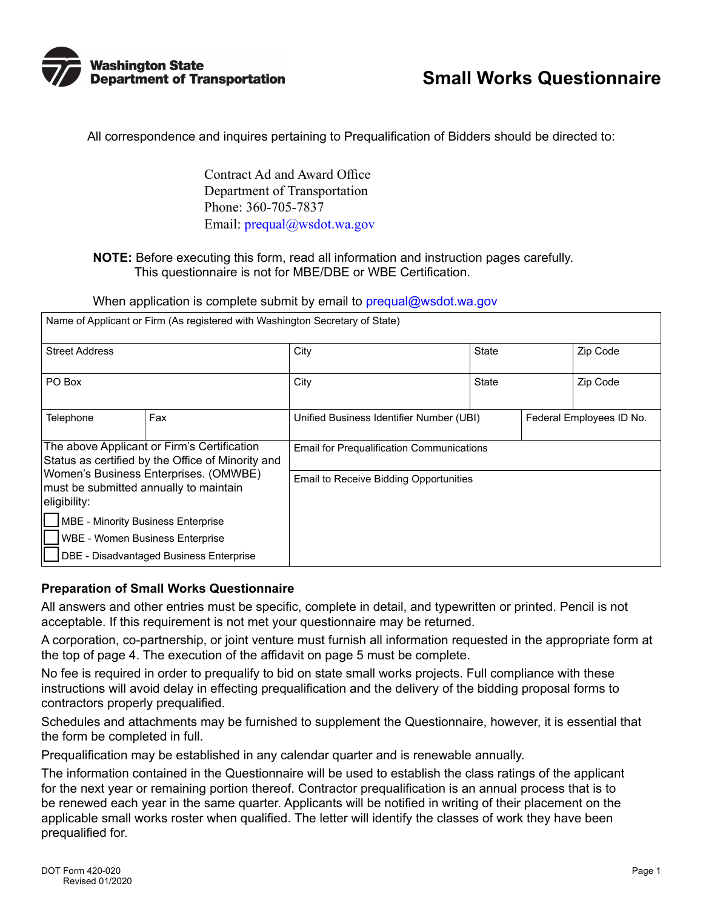# Washington State Department of Transportation

# Small Works Questionnaire

All correspondence and inquires pertaining to Prequalification of Bidders should be directed to:

Contract Ad and Award Office
Department of Transportation
Phone: 360-705-7837
Email: prequal@wsdot.wa.gov

**NOTE:** Before executing this form, read all information and instruction pages carefully. This questionnaire is not for MBE/DBE or WBE Certification.

When application is complete submit by email to prequal@wsdot.wa.gov

| Name of Applicant or Firm (As registered with Washington Secretary of State) | | | | |
|---|---|---|---|---|
| Street Address | | City | State | Zip Code |
| PO Box | | City | State | Zip Code |
| Telephone | Fax | Unified Business Identifier Number (UBI) | | Federal Employees ID No. |
| The above Applicant or Firm's Certification Status as certified by the Office of Minority and Women's Business Enterprises. (OMWBE) must be submitted annually to maintain eligibility: | | Email for Prequalification Communications | | |
| ☐ MBE - Minority Business Enterprise<br>☐ WBE - Women Business Enterprise<br>☐ DBE - Disadvantaged Business Enterprise | | Email to Receive Bidding Opportunities | | |

## Preparation of Small Works Questionnaire

All answers and other entries must be specific, complete in detail, and typewritten or printed. Pencil is not acceptable. If this requirement is not met your questionnaire may be returned.

A corporation, co-partnership, or joint venture must furnish all information requested in the appropriate form at the top of page 4. The execution of the affidavit on page 5 must be complete.

No fee is required in order to prequalify to bid on state small works projects. Full compliance with these instructions will avoid delay in effecting prequalification and the delivery of the bidding proposal forms to contractors properly prequalified.

Schedules and attachments may be furnished to supplement the Questionnaire, however, it is essential that the form be completed in full.

Prequalification may be established in any calendar quarter and is renewable annually.

The information contained in the Questionnaire will be used to establish the class ratings of the applicant for the next year or remaining portion thereof. Contractor prequalification is an annual process that is to be renewed each year in the same quarter. Applicants will be notified in writing of their placement on the applicable small works roster when qualified. The letter will identify the classes of work they have been prequalified for.

DOT Form 420-020
Revised 01/2020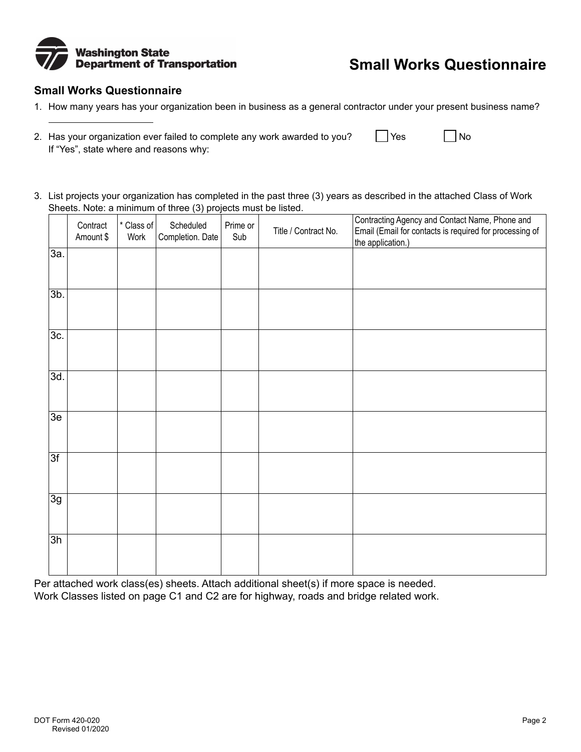# Small Works Questionnaire

## Small Works Questionnaire

1. How many years has your organization been in business as a general contractor under your present business name?

   ____________________

2. Has your organization ever failed to complete any work awarded to you? ☐ Yes ☐ No
   If "Yes", state where and reasons why:

3. List projects your organization has completed in the past three (3) years as described in the attached Class of Work Sheets. Note: a minimum of three (3) projects must be listed.

| | Contract Amount $ | * Class of Work | Scheduled Completion. Date | Prime or Sub | Title / Contract No. | Contracting Agency and Contact Name, Phone and Email (Email for contacts is required for processing of the application.) |
|---|---|---|---|---|---|---|
| 3a. | | | | | | |
| 3b. | | | | | | |
| 3c. | | | | | | |
| 3d. | | | | | | |
| 3e | | | | | | |
| 3f | | | | | | |
| 3g | | | | | | |
| 3h | | | | | | |

Per attached work class(es) sheets. Attach additional sheet(s) if more space is needed.
Work Classes listed on page C1 and C2 are for highway, roads and bridge related work.

DOT Form 420-020
Revised 01/2020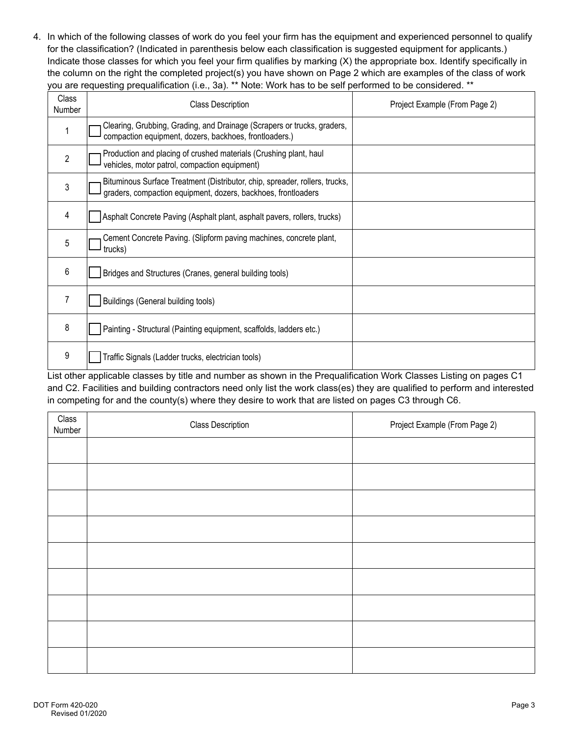4. In which of the following classes of work do you feel your firm has the equipment and experienced personnel to qualify for the classification? (Indicated in parenthesis below each classification is suggested equipment for applicants.) Indicate those classes for which you feel your firm qualifies by marking (X) the appropriate box. Identify specifically in the column on the right the completed project(s) you have shown on Page 2 which are examples of the class of work you are requesting prequalification (i.e., 3a). ** Note: Work has to be self performed to be considered. **

| Class Number | Class Description | Project Example (From Page 2) |
|---|---|---|
| 1 | ☐ Clearing, Grubbing, Grading, and Drainage (Scrapers or trucks, graders, compaction equipment, dozers, backhoes, frontloaders.) | |
| 2 | ☐ Production and placing of crushed materials (Crushing plant, haul vehicles, motor patrol, compaction equipment) | |
| 3 | ☐ Bituminous Surface Treatment (Distributor, chip, spreader, rollers, trucks, graders, compaction equipment, dozers, backhoes, frontloaders | |
| 4 | ☐ Asphalt Concrete Paving (Asphalt plant, asphalt pavers, rollers, trucks) | |
| 5 | ☐ Cement Concrete Paving. (Slipform paving machines, concrete plant, trucks) | |
| 6 | ☐ Bridges and Structures (Cranes, general building tools) | |
| 7 | ☐ Buildings (General building tools) | |
| 8 | ☐ Painting - Structural (Painting equipment, scaffolds, ladders etc.) | |
| 9 | ☐ Traffic Signals (Ladder trucks, electrician tools) | |

List other applicable classes by title and number as shown in the Prequalification Work Classes Listing on pages C1 and C2. Facilities and building contractors need only list the work class(es) they are qualified to perform and interested in competing for and the county(s) where they desire to work that are listed on pages C3 through C6.

| Class Number | Class Description | Project Example (From Page 2) |
|---|---|---|
| | | |
| | | |
| | | |
| | | |
| | | |
| | | |
| | | |
| | | |
| | | |

DOT Form 420-020
Revised 01/2020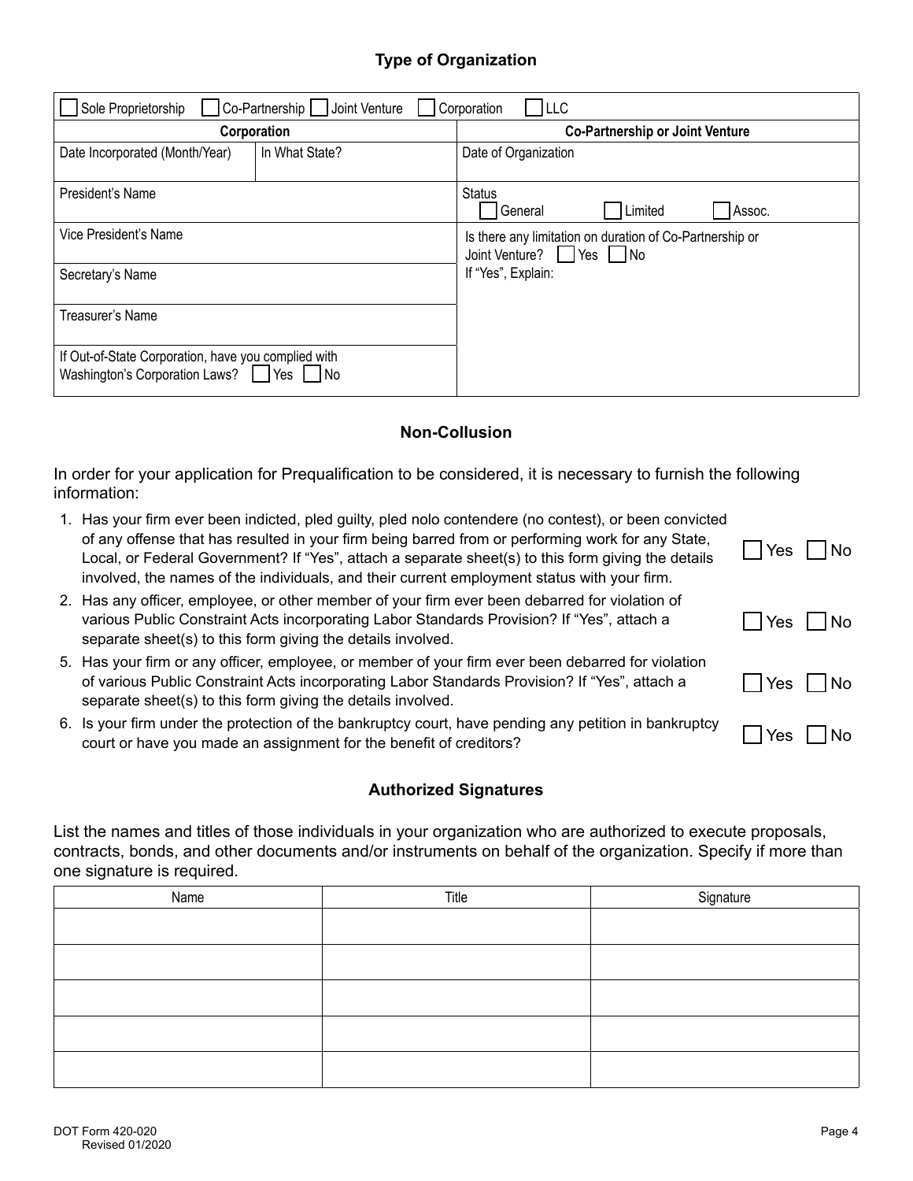## Type of Organization

| ☐ Sole Proprietorship ☐ Co-Partnership ☐ Joint Venture ☐ Corporation ☐ LLC | | |
|---|---|---|
| **Corporation** | | **Co-Partnership or Joint Venture** |
| Date Incorporated (Month/Year) | In What State? | Date of Organization |
| President's Name | | Status ☐ General ☐ Limited ☐ Assoc. |
| Vice President's Name | | Is there any limitation on duration of Co-Partnership or Joint Venture? ☐ Yes ☐ No |
| Secretary's Name | | If "Yes", Explain: |
| Treasurer's Name | | |
| If Out-of-State Corporation, have you complied with Washington's Corporation Laws? ☐ Yes ☐ No | | |

## Non-Collusion

In order for your application for Prequalification to be considered, it is necessary to furnish the following information:

1. Has your firm ever been indicted, pled guilty, pled nolo contendere (no contest), or been convicted of any offense that has resulted in your firm being barred from or performing work for any State, Local, or Federal Government? If "Yes", attach a separate sheet(s) to this form giving the details involved, the names of the individuals, and their current employment status with your firm. ☐ Yes ☐ No
2. Has any officer, employee, or other member of your firm ever been debarred for violation of various Public Constraint Acts incorporating Labor Standards Provision? If "Yes", attach a separate sheet(s) to this form giving the details involved. ☐ Yes ☐ No
5. Has your firm or any officer, employee, or member of your firm ever been debarred for violation of various Public Constraint Acts incorporating Labor Standards Provision? If "Yes", attach a separate sheet(s) to this form giving the details involved. ☐ Yes ☐ No
6. Is your firm under the protection of the bankruptcy court, have pending any petition in bankruptcy court or have you made an assignment for the benefit of creditors? ☐ Yes ☐ No

## Authorized Signatures

List the names and titles of those individuals in your organization who are authorized to execute proposals, contracts, bonds, and other documents and/or instruments on behalf of the organization. Specify if more than one signature is required.

| Name | Title | Signature |
|---|---|---|
| | | |
| | | |
| | | |
| | | |
| | | |

DOT Form 420-020
Revised 01/2020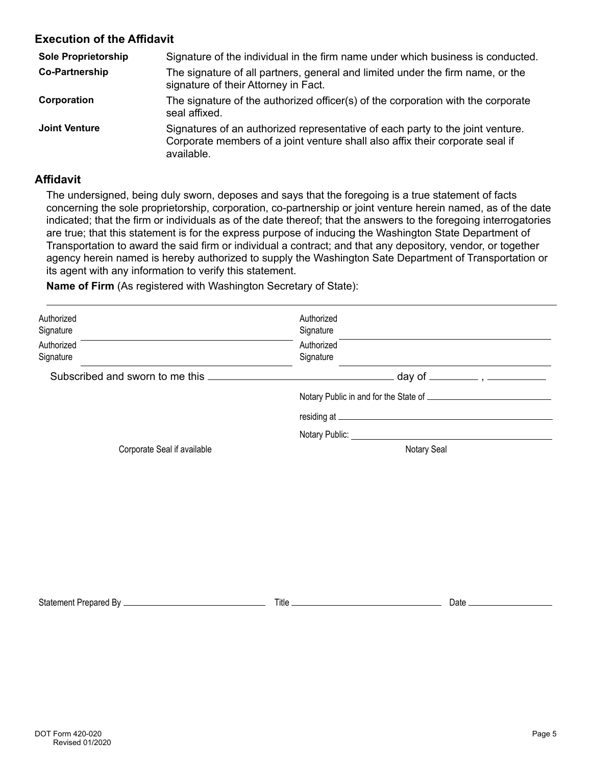## Execution of the Affidavit

| | |
|---|---|
| **Sole Proprietorship** | Signature of the individual in the firm name under which business is conducted. |
| **Co-Partnership** | The signature of all partners, general and limited under the firm name, or the signature of their Attorney in Fact. |
| **Corporation** | The signature of the authorized officer(s) of the corporation with the corporate seal affixed. |
| **Joint Venture** | Signatures of an authorized representative of each party to the joint venture. Corporate members of a joint venture shall also affix their corporate seal if available. |

## Affidavit

The undersigned, being duly sworn, deposes and says that the foregoing is a true statement of facts concerning the sole proprietorship, corporation, co-partnership or joint venture herein named, as of the date indicated; that the firm or individuals as of the date thereof; that the answers to the foregoing interrogatories are true; that this statement is for the express purpose of inducing the Washington State Department of Transportation to award the said firm or individual a contract; and that any depository, vendor, or together agency herein named is hereby authorized to supply the Washington Sate Department of Transportation or its agent with any information to verify this statement.

**Name of Firm** (As registered with Washington Secretary of State):

___________________________________________

Authorized Signature ____________________ Authorized Signature ____________________

Authorized Signature ____________________ Authorized Signature ____________________

Subscribed and sworn to me this ____________________ day of __________ , __________

Notary Public in and for the State of ____________________

residing at ____________________

Notary Public: ____________________

Corporate Seal if available Notary Seal

Statement Prepared By ____________________ Title ____________________ Date ____________

DOT Form 420-020
Revised 01/2020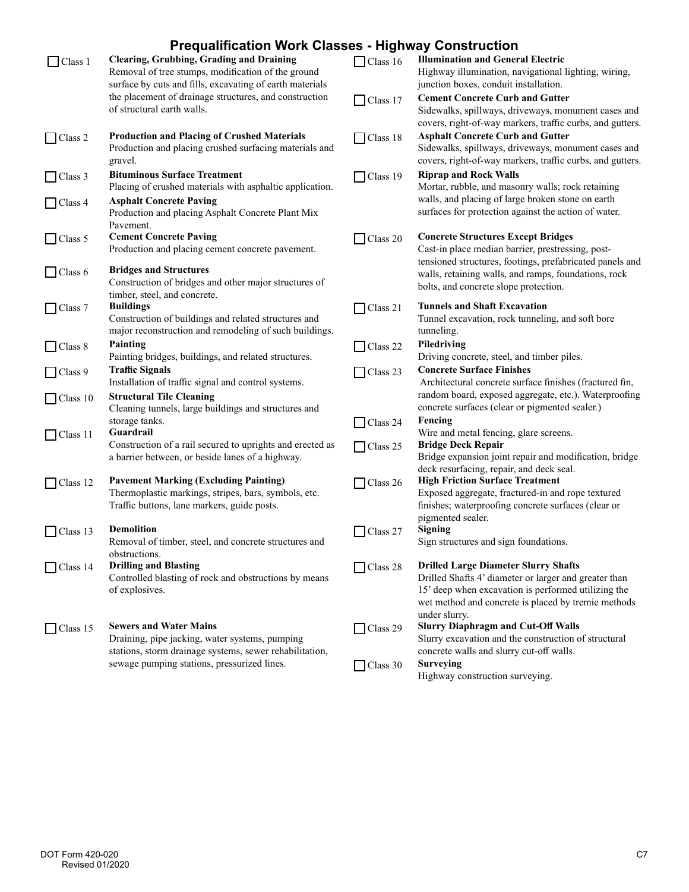# Prequalification Work Classes - Highway Construction

☐ Class 1 **Clearing, Grubbing, Grading and Draining**
Removal of tree stumps, modification of the ground surface by cuts and fills, excavating of earth materials the placement of drainage structures, and construction of structural earth walls.

☐ Class 2 **Production and Placing of Crushed Materials**
Production and placing crushed surfacing materials and gravel.

☐ Class 3 **Bituminous Surface Treatment**
Placing of crushed materials with asphaltic application.

☐ Class 4 **Asphalt Concrete Paving**
Production and placing Asphalt Concrete Plant Mix Pavement.

☐ Class 5 **Cement Concrete Paving**
Production and placing cement concrete pavement.

☐ Class 6 **Bridges and Structures**
Construction of bridges and other major structures of timber, steel, and concrete.

☐ Class 7 **Buildings**
Construction of buildings and related structures and major reconstruction and remodeling of such buildings.

☐ Class 8 **Painting**
Painting bridges, buildings, and related structures.

☐ Class 9 **Traffic Signals**
Installation of traffic signal and control systems.

☐ Class 10 **Structural Tile Cleaning**
Cleaning tunnels, large buildings and structures and storage tanks.

☐ Class 11 **Guardrail**
Construction of a rail secured to uprights and erected as a barrier between, or beside lanes of a highway.

☐ Class 12 **Pavement Marking (Excluding Painting)**
Thermoplastic markings, stripes, bars, symbols, etc. Traffic buttons, lane markers, guide posts.

☐ Class 13 **Demolition**
Removal of timber, steel, and concrete structures and obstructions.

☐ Class 14 **Drilling and Blasting**
Controlled blasting of rock and obstructions by means of explosives.

☐ Class 15 **Sewers and Water Mains**
Draining, pipe jacking, water systems, pumping stations, storm drainage systems, sewer rehabilitation, sewage pumping stations, pressurized lines.

☐ Class 16 **Illumination and General Electric**
Highway illumination, navigational lighting, wiring, junction boxes, conduit installation.

☐ Class 17 **Cement Concrete Curb and Gutter**
Sidewalks, spillways, driveways, monument cases and covers, right-of-way markers, traffic curbs, and gutters.

☐ Class 18 **Asphalt Concrete Curb and Gutter**
Sidewalks, spillways, driveways, monument cases and covers, right-of-way markers, traffic curbs, and gutters.

☐ Class 19 **Riprap and Rock Walls**
Mortar, rubble, and masonry walls; rock retaining walls, and placing of large broken stone on earth surfaces for protection against the action of water.

☐ Class 20 **Concrete Structures Except Bridges**
Cast-in place median barrier, prestressing, post-tensioned structures, footings, prefabricated panels and walls, retaining walls, and ramps, foundations, rock bolts, and concrete slope protection.

☐ Class 21 **Tunnels and Shaft Excavation**
Tunnel excavation, rock tunneling, and soft bore tunneling.

☐ Class 22 **Piledriving**
Driving concrete, steel, and timber piles.

☐ Class 23 **Concrete Surface Finishes**
Architectural concrete surface finishes (fractured fin, random board, exposed aggregate, etc.). Waterproofing concrete surfaces (clear or pigmented sealer.)

☐ Class 24 **Fencing**
Wire and metal fencing, glare screens.

☐ Class 25 **Bridge Deck Repair**
Bridge expansion joint repair and modification, bridge deck resurfacing, repair, and deck seal.

☐ Class 26 **High Friction Surface Treatment**
Exposed aggregate, fractured-in and rope textured finishes; waterproofing concrete surfaces (clear or pigmented sealer.

☐ Class 27 **Signing**
Sign structures and sign foundations.

☐ Class 28 **Drilled Large Diameter Slurry Shafts**
Drilled Shafts 4' diameter or larger and greater than 15' deep when excavation is performed utilizing the wet method and concrete is placed by tremie methods under slurry.

☐ Class 29 **Slurry Diaphragm and Cut-Off Walls**
Slurry excavation and the construction of structural concrete walls and slurry cut-off walls.

☐ Class 30 **Surveying**
Highway construction surveying.

DOT Form 420-020
Revised 01/2020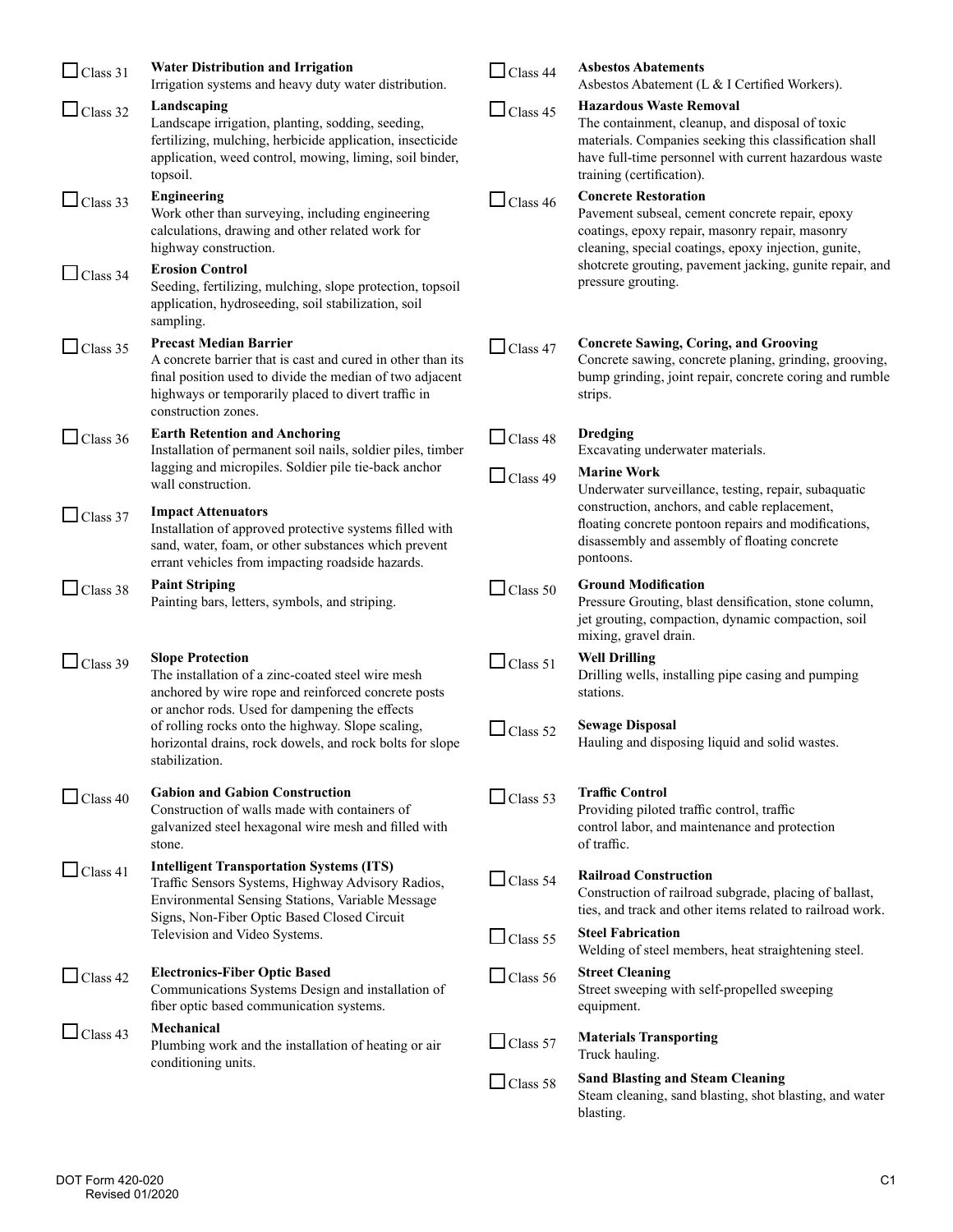☐ Class 31 **Water Distribution and Irrigation**
Irrigation systems and heavy duty water distribution.

☐ Class 32 **Landscaping**
Landscape irrigation, planting, sodding, seeding, fertilizing, mulching, herbicide application, insecticide application, weed control, mowing, liming, soil binder, topsoil.

☐ Class 33 **Engineering**
Work other than surveying, including engineering calculations, drawing and other related work for highway construction.

☐ Class 34 **Erosion Control**
Seeding, fertilizing, mulching, slope protection, topsoil application, hydroseeding, soil stabilization, soil sampling.

☐ Class 35 **Precast Median Barrier**
A concrete barrier that is cast and cured in other than its final position used to divide the median of two adjacent highways or temporarily placed to divert traffic in construction zones.

☐ Class 36 **Earth Retention and Anchoring**
Installation of permanent soil nails, soldier piles, timber lagging and micropiles. Soldier pile tie-back anchor wall construction.

☐ Class 37 **Impact Attenuators**
Installation of approved protective systems filled with sand, water, foam, or other substances which prevent errant vehicles from impacting roadside hazards.

☐ Class 38 **Paint Striping**
Painting bars, letters, symbols, and striping.

☐ Class 39 **Slope Protection**
The installation of a zinc-coated steel wire mesh anchored by wire rope and reinforced concrete posts or anchor rods. Used for dampening the effects of rolling rocks onto the highway. Slope scaling, horizontal drains, rock dowels, and rock bolts for slope stabilization.

☐ Class 40 **Gabion and Gabion Construction**
Construction of walls made with containers of galvanized steel hexagonal wire mesh and filled with stone.

☐ Class 41 **Intelligent Transportation Systems (ITS)**
Traffic Sensors Systems, Highway Advisory Radios, Environmental Sensing Stations, Variable Message Signs, Non-Fiber Optic Based Closed Circuit Television and Video Systems.

☐ Class 42 **Electronics-Fiber Optic Based**
Communications Systems Design and installation of fiber optic based communication systems.

☐ Class 43 **Mechanical**
Plumbing work and the installation of heating or air conditioning units.

☐ Class 44 **Asbestos Abatements**
Asbestos Abatement (L & I Certified Workers).

☐ Class 45 **Hazardous Waste Removal**
The containment, cleanup, and disposal of toxic materials. Companies seeking this classification shall have full-time personnel with current hazardous waste training (certification).

☐ Class 46 **Concrete Restoration**
Pavement subseal, cement concrete repair, epoxy coatings, epoxy repair, masonry repair, masonry cleaning, special coatings, epoxy injection, gunite, shotcrete grouting, pavement jacking, gunite repair, and pressure grouting.

☐ Class 47 **Concrete Sawing, Coring, and Grooving**
Concrete sawing, concrete planing, grinding, grooving, bump grinding, joint repair, concrete coring and rumble strips.

☐ Class 48 **Dredging**
Excavating underwater materials.

☐ Class 49 **Marine Work**
Underwater surveillance, testing, repair, subaquatic construction, anchors, and cable replacement, floating concrete pontoon repairs and modifications, disassembly and assembly of floating concrete pontoons.

☐ Class 50 **Ground Modification**
Pressure Grouting, blast densification, stone column, jet grouting, compaction, dynamic compaction, soil mixing, gravel drain.

☐ Class 51 **Well Drilling**
Drilling wells, installing pipe casing and pumping stations.

☐ Class 52 **Sewage Disposal**
Hauling and disposing liquid and solid wastes.

☐ Class 53 **Traffic Control**
Providing piloted traffic control, traffic control labor, and maintenance and protection of traffic.

☐ Class 54 **Railroad Construction**
Construction of railroad subgrade, placing of ballast, ties, and track and other items related to railroad work.

☐ Class 55 **Steel Fabrication**
Welding of steel members, heat straightening steel.

☐ Class 56 **Street Cleaning**
Street sweeping with self-propelled sweeping equipment.

☐ Class 57 **Materials Transporting**
Truck hauling.

☐ Class 58 **Sand Blasting and Steam Cleaning**
Steam cleaning, sand blasting, shot blasting, and water blasting.

DOT Form 420-020
Revised 01/2020